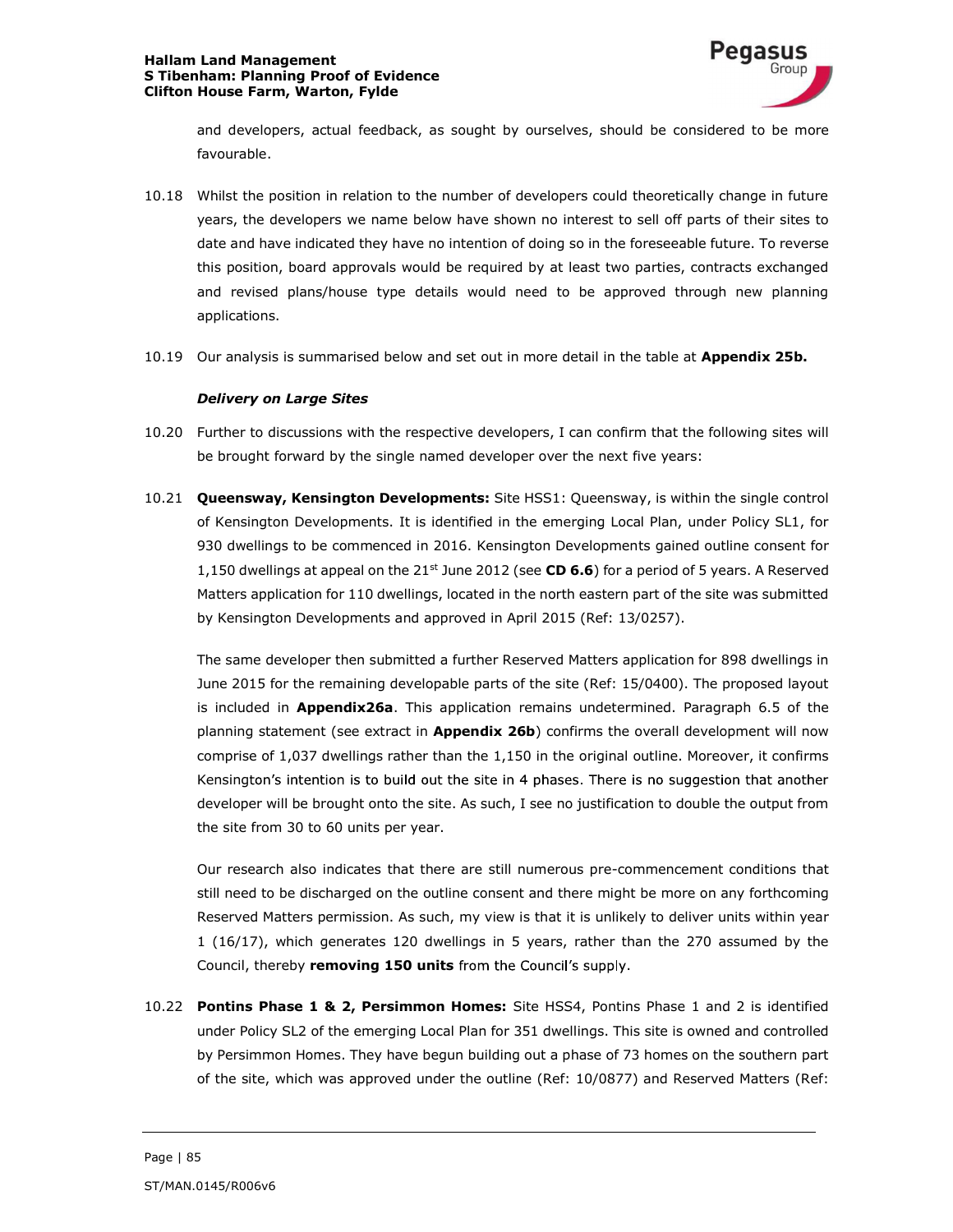and developers, actual feedback, as sought by ourselves, should be considered to be more favourable.

10.18 Whilst the position in relation to the number of developers could theoretically change in future years, the developers we name below have shown no interest to sell off parts of their sites to date and have indicated they have no intention of doing so in the foreseeable future. To reverse this position, board approvals would be required by at least two parties, contracts exchanged and revised plans/house type details would need to be approved through new planning applications.

10.19 Our analysis is summarised below and set out in more detail in the table at **Appendix 25b.**

***Delivery on Large Sites***

10.20 Further to discussions with the respective developers, I can confirm that the following sites will be brought forward by the single named developer over the next five years:

10.21 **Queensway, Kensington Developments:** Site HSS1: Queensway, is within the single control of Kensington Developments. It is identified in the emerging Local Plan, under Policy SL1, for 930 dwellings to be commenced in 2016. Kensington Developments gained outline consent for 1,150 dwellings at appeal on the 21st June 2012 (see **CD 6.6**) for a period of 5 years. A Reserved Matters application for 110 dwellings, located in the north eastern part of the site was submitted by Kensington Developments and approved in April 2015 (Ref: 13/0257).

The same developer then submitted a further Reserved Matters application for 898 dwellings in June 2015 for the remaining developable parts of the site (Ref: 15/0400). The proposed layout is included in **Appendix26a**. This application remains undetermined. Paragraph 6.5 of the planning statement (see extract in **Appendix 26b**) confirms the overall development will now comprise of 1,037 dwellings rather than the 1,150 in the original outline. Moreover, it confirms Kensington's intention is to build out the site in 4 phases. There is no suggestion that another developer will be brought onto the site. As such, I see no justification to double the output from the site from 30 to 60 units per year.

Our research also indicates that there are still numerous pre-commencement conditions that still need to be discharged on the outline consent and there might be more on any forthcoming Reserved Matters permission. As such, my view is that it is unlikely to deliver units within year 1 (16/17), which generates 120 dwellings in 5 years, rather than the 270 assumed by the Council, thereby **removing 150 units** from the Council's supply.

10.22 **Pontins Phase 1 & 2, Persimmon Homes:** Site HSS4, Pontins Phase 1 and 2 is identified under Policy SL2 of the emerging Local Plan for 351 dwellings. This site is owned and controlled by Persimmon Homes. They have begun building out a phase of 73 homes on the southern part of the site, which was approved under the outline (Ref: 10/0877) and Reserved Matters (Ref: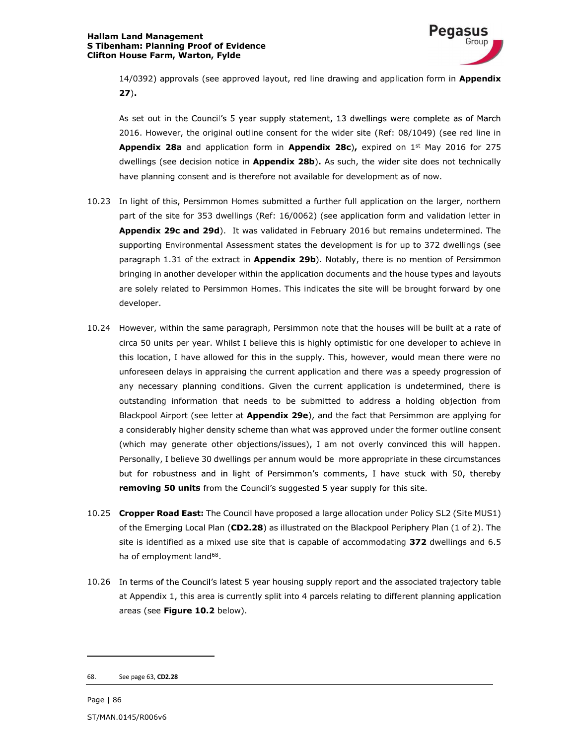14/0392) approvals (see approved layout, red line drawing and application form in **Appendix 27**).

As set out in the Council's 5 year supply statement, 13 dwellings were complete as of March 2016. However, the original outline consent for the wider site (Ref: 08/1049) (see red line in **Appendix 28a** and application form in **Appendix 28c**)**,** expired on 1st May 2016 for 275 dwellings (see decision notice in **Appendix 28b**)**.** As such, the wider site does not technically have planning consent and is therefore not available for development as of now.

10.23 In light of this, Persimmon Homes submitted a further full application on the larger, northern part of the site for 353 dwellings (Ref: 16/0062) (see application form and validation letter in **Appendix 29c and 29d**). It was validated in February 2016 but remains undetermined. The supporting Environmental Assessment states the development is for up to 372 dwellings (see paragraph 1.31 of the extract in **Appendix 29b**). Notably, there is no mention of Persimmon bringing in another developer within the application documents and the house types and layouts are solely related to Persimmon Homes. This indicates the site will be brought forward by one developer.

10.24 However, within the same paragraph, Persimmon note that the houses will be built at a rate of circa 50 units per year. Whilst I believe this is highly optimistic for one developer to achieve in this location, I have allowed for this in the supply. This, however, would mean there were no unforeseen delays in appraising the current application and there was a speedy progression of any necessary planning conditions. Given the current application is undetermined, there is outstanding information that needs to be submitted to address a holding objection from Blackpool Airport (see letter at **Appendix 29e**), and the fact that Persimmon are applying for a considerably higher density scheme than what was approved under the former outline consent (which may generate other objections/issues), I am not overly convinced this will happen. Personally, I believe 30 dwellings per annum would be more appropriate in these circumstances but for robustness and in light of Persimmon's comments, I have stuck with 50, thereby **removing 50 units** from the Council's suggested 5 year supply for this site.

10.25 **Cropper Road East:** The Council have proposed a large allocation under Policy SL2 (Site MUS1) of the Emerging Local Plan (**CD2.28**) as illustrated on the Blackpool Periphery Plan (1 of 2). The site is identified as a mixed use site that is capable of accommodating **372** dwellings and 6.5 ha of employment land[68].

10.26 In terms of the Council's latest 5 year housing supply report and the associated trajectory table at Appendix 1, this area is currently split into 4 parcels relating to different planning application areas (see **Figure 10.2** below).

68. See page 63, **CD2.28**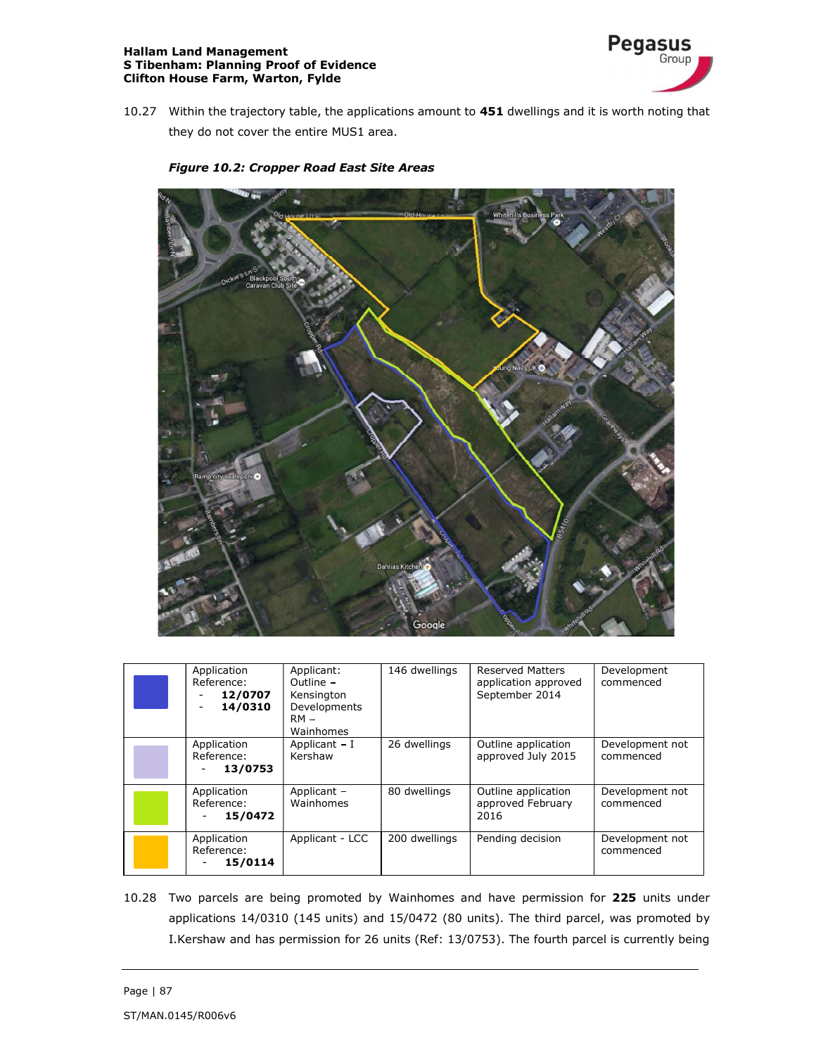10.27 Within the trajectory table, the applications amount to **451** dwellings and it is worth noting that they do not cover the entire MUS1 area.

***Figure 10.2: Cropper Road East Site Areas***

| | | | | | |
|---|---|---|---|---|---|
| (blue) | Application Reference: - **12/0707** - **14/0310** | Applicant: Outline **–** Kensington Developments RM – Wainhomes | 146 dwellings | Reserved Matters application approved September 2014 | Development commenced |
| (lilac) | Application Reference: - **13/0753** | Applicant **–** I Kershaw | 26 dwellings | Outline application approved July 2015 | Development not commenced |
| (green) | Application Reference: - **15/0472** | Applicant – Wainhomes | 80 dwellings | Outline application approved February 2016 | Development not commenced |
| (yellow) | Application Reference: - **15/0114** | Applicant - LCC | 200 dwellings | Pending decision | Development not commenced |

10.28 Two parcels are being promoted by Wainhomes and have permission for **225** units under applications 14/0310 (145 units) and 15/0472 (80 units). The third parcel, was promoted by I.Kershaw and has permission for 26 units (Ref: 13/0753). The fourth parcel is currently being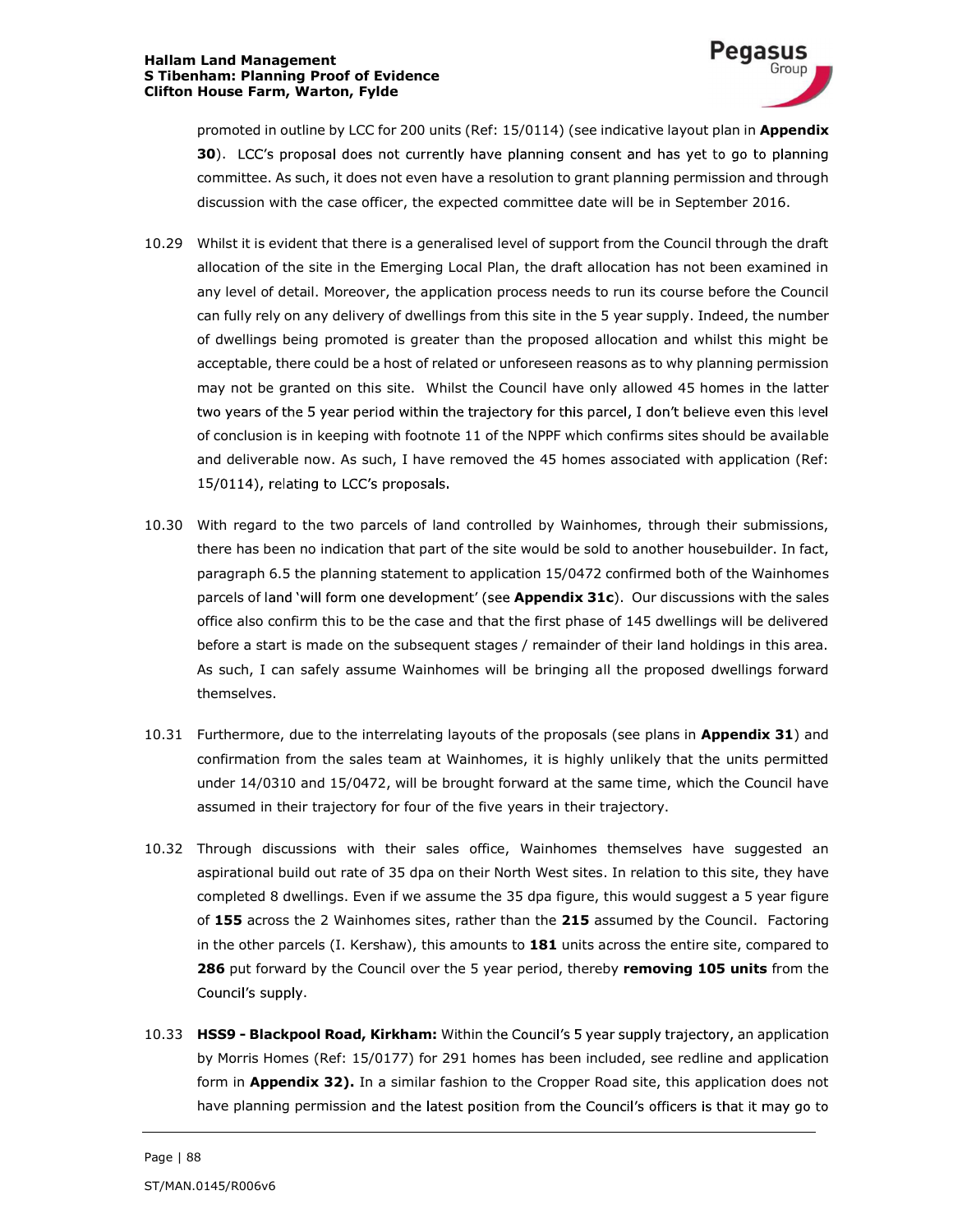promoted in outline by LCC for 200 units (Ref: 15/0114) (see indicative layout plan in **Appendix 30**). LCC's proposal does not currently have planning consent and has yet to go to planning committee. As such, it does not even have a resolution to grant planning permission and through discussion with the case officer, the expected committee date will be in September 2016.

10.29 Whilst it is evident that there is a generalised level of support from the Council through the draft allocation of the site in the Emerging Local Plan, the draft allocation has not been examined in any level of detail. Moreover, the application process needs to run its course before the Council can fully rely on any delivery of dwellings from this site in the 5 year supply. Indeed, the number of dwellings being promoted is greater than the proposed allocation and whilst this might be acceptable, there could be a host of related or unforeseen reasons as to why planning permission may not be granted on this site. Whilst the Council have only allowed 45 homes in the latter two years of the 5 year period within the trajectory for this parcel, I don't believe even this level of conclusion is in keeping with footnote 11 of the NPPF which confirms sites should be available and deliverable now. As such, I have removed the 45 homes associated with application (Ref: 15/0114), relating to LCC's proposals.

10.30 With regard to the two parcels of land controlled by Wainhomes, through their submissions, there has been no indication that part of the site would be sold to another housebuilder. In fact, paragraph 6.5 the planning statement to application 15/0472 confirmed both of the Wainhomes parcels of land 'will form one development' (see **Appendix 31c**). Our discussions with the sales office also confirm this to be the case and that the first phase of 145 dwellings will be delivered before a start is made on the subsequent stages / remainder of their land holdings in this area. As such, I can safely assume Wainhomes will be bringing all the proposed dwellings forward themselves.

10.31 Furthermore, due to the interrelating layouts of the proposals (see plans in **Appendix 31**) and confirmation from the sales team at Wainhomes, it is highly unlikely that the units permitted under 14/0310 and 15/0472, will be brought forward at the same time, which the Council have assumed in their trajectory for four of the five years in their trajectory.

10.32 Through discussions with their sales office, Wainhomes themselves have suggested an aspirational build out rate of 35 dpa on their North West sites. In relation to this site, they have completed 8 dwellings. Even if we assume the 35 dpa figure, this would suggest a 5 year figure of **155** across the 2 Wainhomes sites, rather than the **215** assumed by the Council. Factoring in the other parcels (I. Kershaw), this amounts to **181** units across the entire site, compared to **286** put forward by the Council over the 5 year period, thereby **removing 105 units** from the Council's supply.

10.33 **HSS9 - Blackpool Road, Kirkham:** Within the Council's 5 year supply trajectory, an application by Morris Homes (Ref: 15/0177) for 291 homes has been included, see redline and application form in **Appendix 32).** In a similar fashion to the Cropper Road site, this application does not have planning permission and the latest position from the Council's officers is that it may go to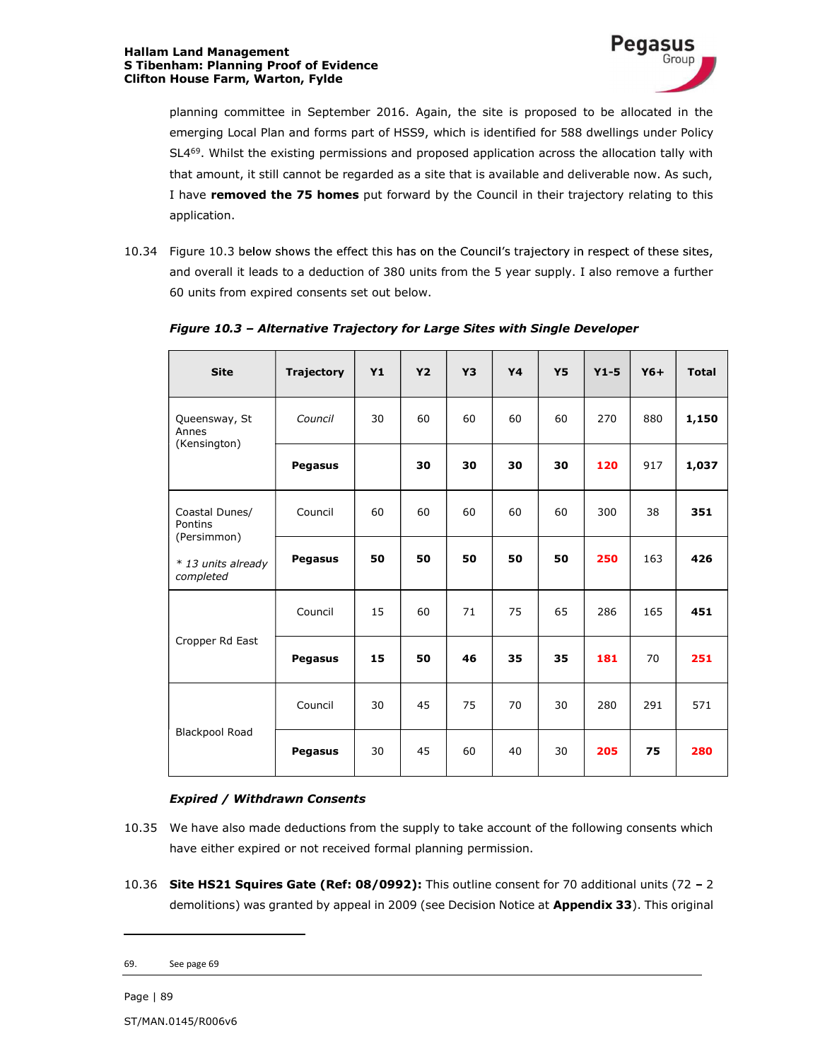planning committee in September 2016. Again, the site is proposed to be allocated in the emerging Local Plan and forms part of HSS9, which is identified for 588 dwellings under Policy SL4[69]. Whilst the existing permissions and proposed application across the allocation tally with that amount, it still cannot be regarded as a site that is available and deliverable now. As such, I have **removed the 75 homes** put forward by the Council in their trajectory relating to this application.

10.34 Figure 10.3 below shows the effect this has on the Council's trajectory in respect of these sites, and overall it leads to a deduction of 380 units from the 5 year supply. I also remove a further 60 units from expired consents set out below.

***Figure 10.3 – Alternative Trajectory for Large Sites with Single Developer***

| Site | Trajectory | Y1 | Y2 | Y3 | Y4 | Y5 | Y1-5 | Y6+ | Total |
|---|---|---|---|---|---|---|---|---|---|
| Queensway, St Annes (Kensington) | *Council* | 30 | 60 | 60 | 60 | 60 | 270 | 880 | **1,150** |
| | **Pegasus** | | **30** | **30** | **30** | **30** | **120** | 917 | **1,037** |
| Coastal Dunes/ Pontins (Persimmon) *\* 13 units already completed* | Council | 60 | 60 | 60 | 60 | 60 | 300 | 38 | **351** |
| | **Pegasus** | **50** | **50** | **50** | **50** | **50** | **250** | 163 | **426** |
| Cropper Rd East | Council | 15 | 60 | 71 | 75 | 65 | 286 | 165 | **451** |
| | **Pegasus** | **15** | **50** | **46** | **35** | **35** | **181** | 70 | **251** |
| Blackpool Road | Council | 30 | 45 | 75 | 70 | 30 | 280 | 291 | 571 |
| | **Pegasus** | 30 | 45 | 60 | 40 | 30 | **205** | **75** | **280** |

***Expired / Withdrawn Consents***

10.35 We have also made deductions from the supply to take account of the following consents which have either expired or not received formal planning permission.

10.36 **Site HS21 Squires Gate (Ref: 08/0992):** This outline consent for 70 additional units (72 **–** 2 demolitions) was granted by appeal in 2009 (see Decision Notice at **Appendix 33**). This original

69. See page 69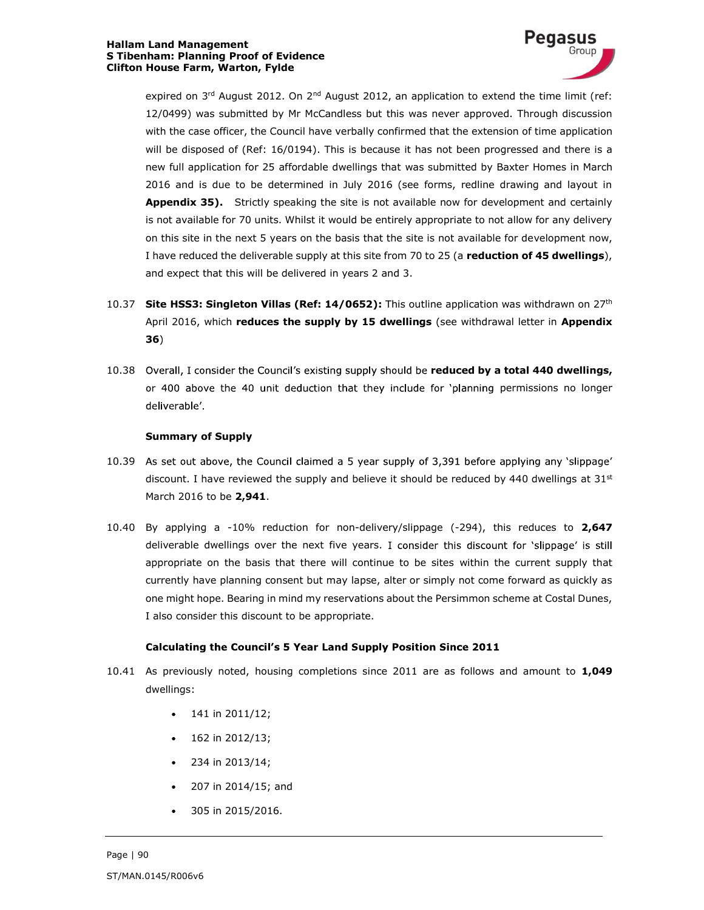expired on 3rd August 2012. On 2nd August 2012, an application to extend the time limit (ref: 12/0499) was submitted by Mr McCandless but this was never approved. Through discussion with the case officer, the Council have verbally confirmed that the extension of time application will be disposed of (Ref: 16/0194). This is because it has not been progressed and there is a new full application for 25 affordable dwellings that was submitted by Baxter Homes in March 2016 and is due to be determined in July 2016 (see forms, redline drawing and layout in **Appendix 35).** Strictly speaking the site is not available now for development and certainly is not available for 70 units. Whilst it would be entirely appropriate to not allow for any delivery on this site in the next 5 years on the basis that the site is not available for development now, I have reduced the deliverable supply at this site from 70 to 25 (a **reduction of 45 dwellings**), and expect that this will be delivered in years 2 and 3.

10.37 **Site HSS3: Singleton Villas (Ref: 14/0652):** This outline application was withdrawn on 27th April 2016, which **reduces the supply by 15 dwellings** (see withdrawal letter in **Appendix 36**)

10.38 Overall, I consider the Council's existing supply should be **reduced by a total 440 dwellings,** or 400 above the 40 unit deduction that they include for 'planning permissions no longer deliverable'.

**Summary of Supply**

10.39 As set out above, the Council claimed a 5 year supply of 3,391 before applying any 'slippage' discount. I have reviewed the supply and believe it should be reduced by 440 dwellings at 31st March 2016 to be **2,941**.

10.40 By applying a -10% reduction for non-delivery/slippage (-294), this reduces to **2,647** deliverable dwellings over the next five years. I consider this discount for 'slippage' is still appropriate on the basis that there will continue to be sites within the current supply that currently have planning consent but may lapse, alter or simply not come forward as quickly as one might hope. Bearing in mind my reservations about the Persimmon scheme at Costal Dunes, I also consider this discount to be appropriate.

**Calculating the Council's 5 Year Land Supply Position Since 2011**

10.41 As previously noted, housing completions since 2011 are as follows and amount to **1,049** dwellings:

- 141 in 2011/12;
- 162 in 2012/13;
- 234 in 2013/14;
- 207 in 2014/15; and
- 305 in 2015/2016.